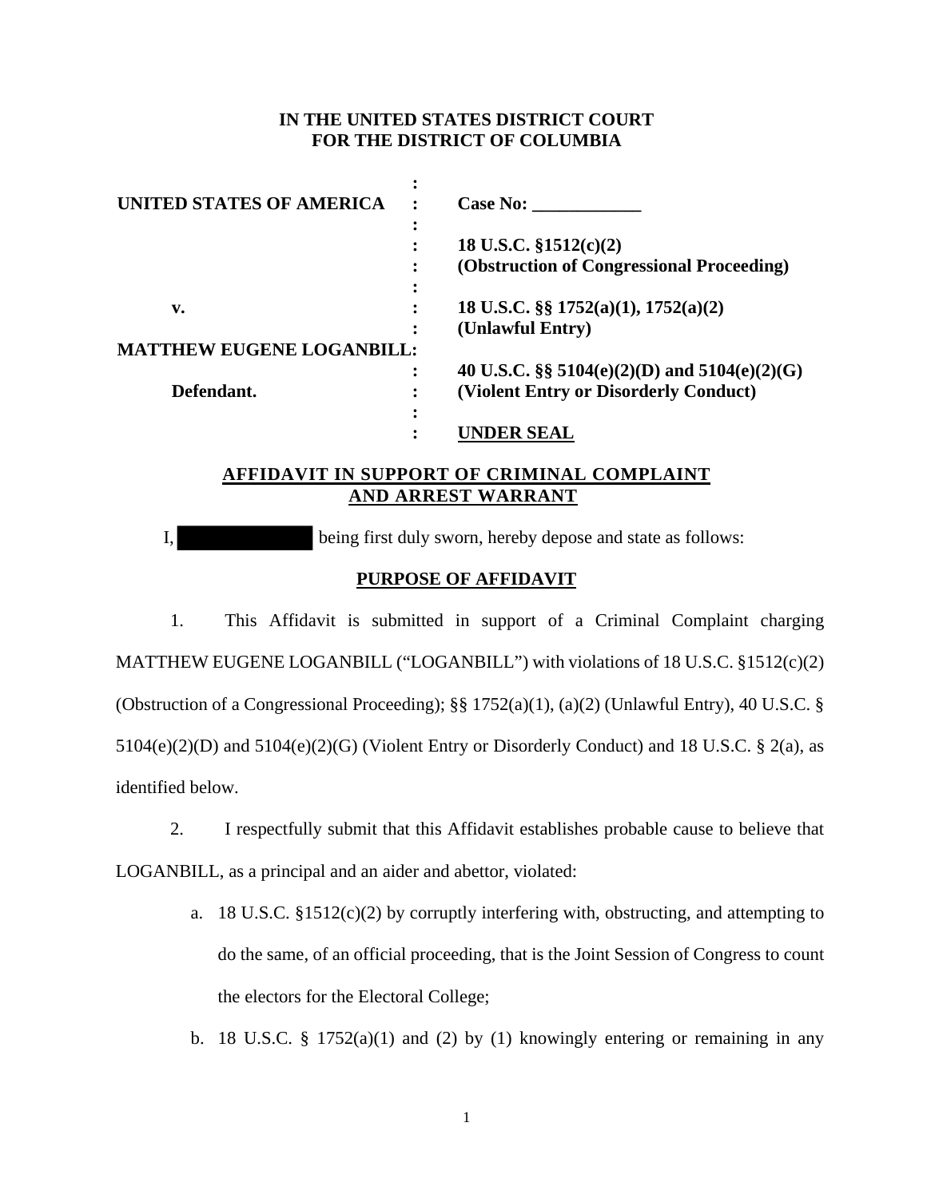**IN THE UNITED STATES DISTRICT COURT**
**FOR THE DISTRICT OF COLUMBIA**

| | | |
|---|---|---|
| **UNITED STATES OF AMERICA** | : | **Case No: ____________** |
| | : | **18 U.S.C. §1512(c)(2)** |
| | : | **(Obstruction of Congressional Proceeding)** |
| **v.** | : | **18 U.S.C. §§ 1752(a)(1), 1752(a)(2)** |
| | : | **(Unlawful Entry)** |
| **MATTHEW EUGENE LOGANBILL** | : | |
| | : | **40 U.S.C. §§ 5104(e)(2)(D) and 5104(e)(2)(G)** |
| **Defendant.** | : | **(Violent Entry or Disorderly Conduct)** |
| | : | **UNDER SEAL** |

## AFFIDAVIT IN SUPPORT OF CRIMINAL COMPLAINT AND ARREST WARRANT

I, ██████████ being first duly sworn, hereby depose and state as follows:

## PURPOSE OF AFFIDAVIT

1. This Affidavit is submitted in support of a Criminal Complaint charging MATTHEW EUGENE LOGANBILL ("LOGANBILL") with violations of 18 U.S.C. §1512(c)(2) (Obstruction of a Congressional Proceeding); §§ 1752(a)(1), (a)(2) (Unlawful Entry), 40 U.S.C. § 5104(e)(2)(D) and 5104(e)(2)(G) (Violent Entry or Disorderly Conduct) and 18 U.S.C. § 2(a), as identified below.

2. I respectfully submit that this Affidavit establishes probable cause to believe that LOGANBILL, as a principal and an aider and abettor, violated:

   a. 18 U.S.C. §1512(c)(2) by corruptly interfering with, obstructing, and attempting to do the same, of an official proceeding, that is the Joint Session of Congress to count the electors for the Electoral College;

   b. 18 U.S.C. § 1752(a)(1) and (2) by (1) knowingly entering or remaining in any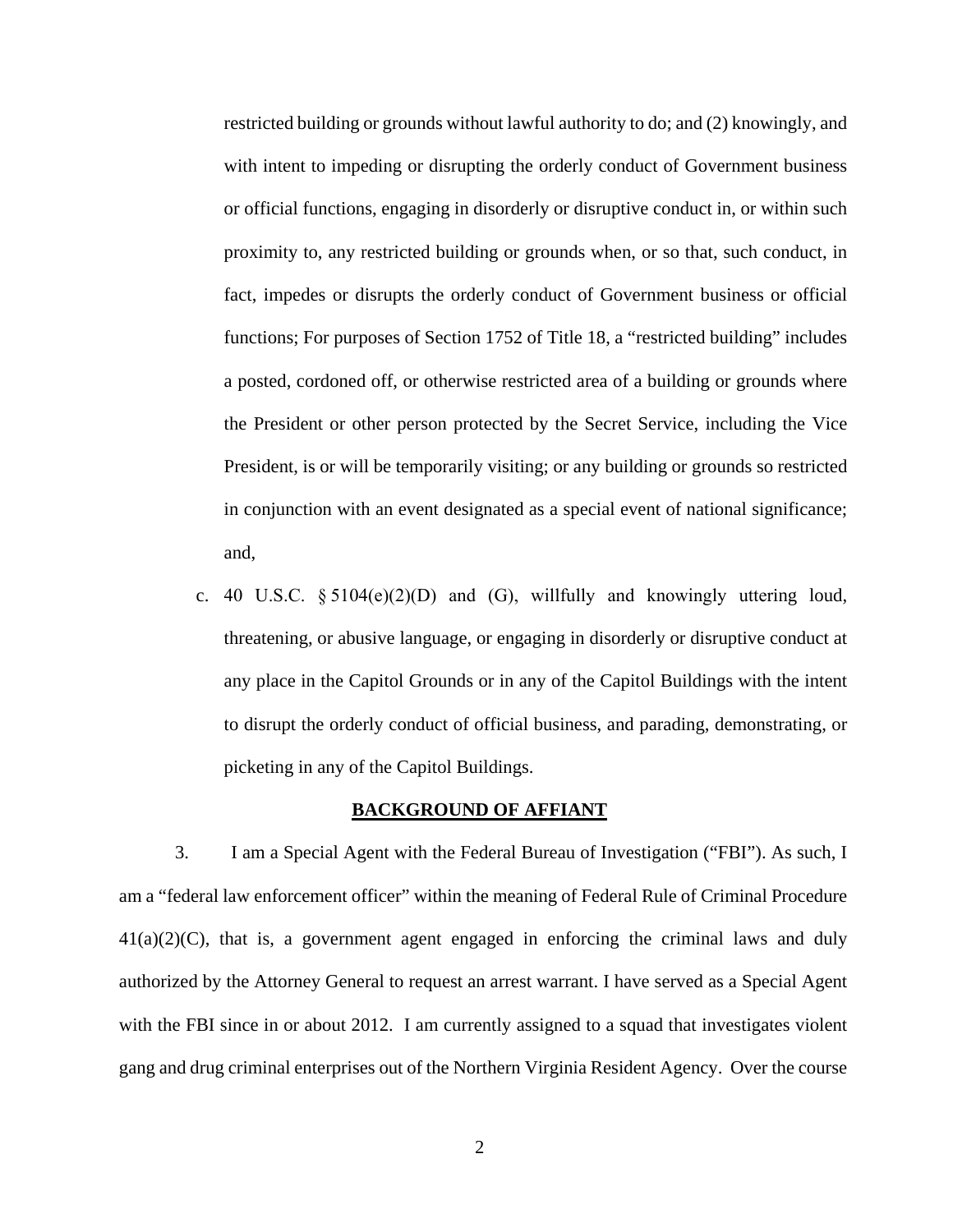restricted building or grounds without lawful authority to do; and (2) knowingly, and with intent to impeding or disrupting the orderly conduct of Government business or official functions, engaging in disorderly or disruptive conduct in, or within such proximity to, any restricted building or grounds when, or so that, such conduct, in fact, impedes or disrupts the orderly conduct of Government business or official functions; For purposes of Section 1752 of Title 18, a "restricted building" includes a posted, cordoned off, or otherwise restricted area of a building or grounds where the President or other person protected by the Secret Service, including the Vice President, is or will be temporarily visiting; or any building or grounds so restricted in conjunction with an event designated as a special event of national significance; and,

c. 40 U.S.C. § 5104(e)(2)(D) and (G), willfully and knowingly uttering loud, threatening, or abusive language, or engaging in disorderly or disruptive conduct at any place in the Capitol Grounds or in any of the Capitol Buildings with the intent to disrupt the orderly conduct of official business, and parading, demonstrating, or picketing in any of the Capitol Buildings.

## **BACKGROUND OF AFFIANT**

3. I am a Special Agent with the Federal Bureau of Investigation ("FBI"). As such, I am a "federal law enforcement officer" within the meaning of Federal Rule of Criminal Procedure 41(a)(2)(C), that is, a government agent engaged in enforcing the criminal laws and duly authorized by the Attorney General to request an arrest warrant. I have served as a Special Agent with the FBI since in or about 2012. I am currently assigned to a squad that investigates violent gang and drug criminal enterprises out of the Northern Virginia Resident Agency. Over the course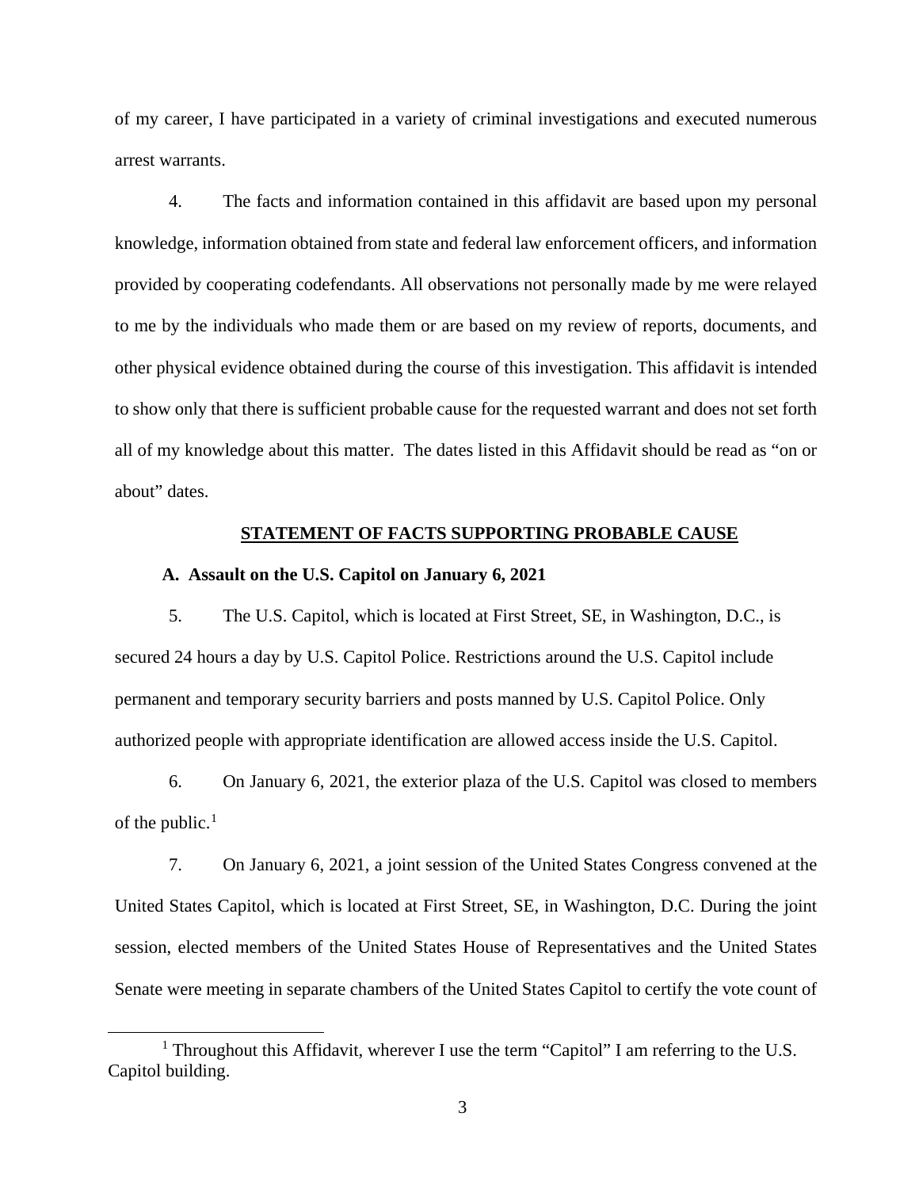of my career, I have participated in a variety of criminal investigations and executed numerous arrest warrants.

4. The facts and information contained in this affidavit are based upon my personal knowledge, information obtained from state and federal law enforcement officers, and information provided by cooperating codefendants. All observations not personally made by me were relayed to me by the individuals who made them or are based on my review of reports, documents, and other physical evidence obtained during the course of this investigation. This affidavit is intended to show only that there is sufficient probable cause for the requested warrant and does not set forth all of my knowledge about this matter. The dates listed in this Affidavit should be read as "on or about" dates.

## STATEMENT OF FACTS SUPPORTING PROBABLE CAUSE

### A. Assault on the U.S. Capitol on January 6, 2021

5. The U.S. Capitol, which is located at First Street, SE, in Washington, D.C., is secured 24 hours a day by U.S. Capitol Police. Restrictions around the U.S. Capitol include permanent and temporary security barriers and posts manned by U.S. Capitol Police. Only authorized people with appropriate identification are allowed access inside the U.S. Capitol.

6. On January 6, 2021, the exterior plaza of the U.S. Capitol was closed to members of the public.[1]

7. On January 6, 2021, a joint session of the United States Congress convened at the United States Capitol, which is located at First Street, SE, in Washington, D.C. During the joint session, elected members of the United States House of Representatives and the United States Senate were meeting in separate chambers of the United States Capitol to certify the vote count of

[1] Throughout this Affidavit, wherever I use the term "Capitol" I am referring to the U.S. Capitol building.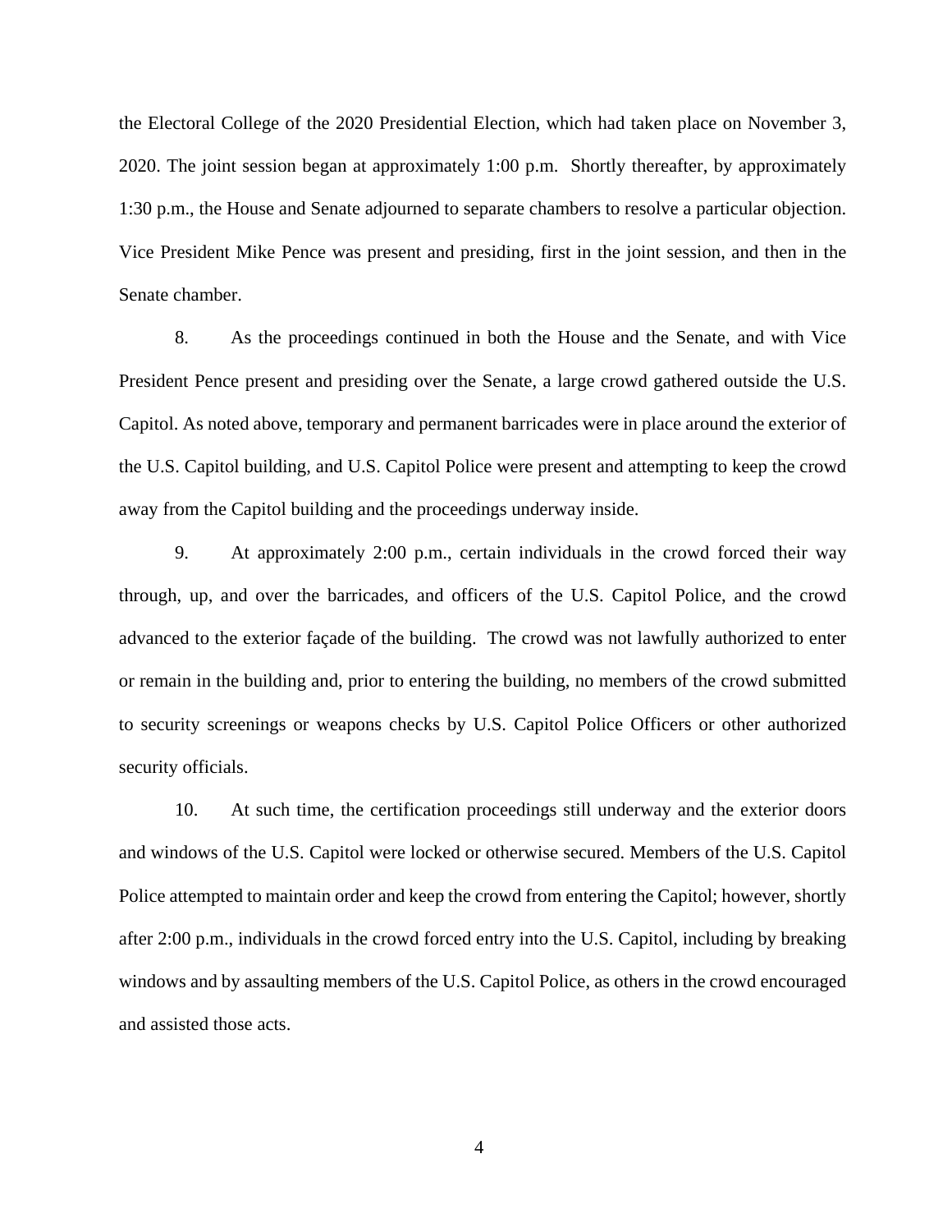the Electoral College of the 2020 Presidential Election, which had taken place on November 3, 2020. The joint session began at approximately 1:00 p.m. Shortly thereafter, by approximately 1:30 p.m., the House and Senate adjourned to separate chambers to resolve a particular objection. Vice President Mike Pence was present and presiding, first in the joint session, and then in the Senate chamber.

8. As the proceedings continued in both the House and the Senate, and with Vice President Pence present and presiding over the Senate, a large crowd gathered outside the U.S. Capitol. As noted above, temporary and permanent barricades were in place around the exterior of the U.S. Capitol building, and U.S. Capitol Police were present and attempting to keep the crowd away from the Capitol building and the proceedings underway inside.

9. At approximately 2:00 p.m., certain individuals in the crowd forced their way through, up, and over the barricades, and officers of the U.S. Capitol Police, and the crowd advanced to the exterior façade of the building. The crowd was not lawfully authorized to enter or remain in the building and, prior to entering the building, no members of the crowd submitted to security screenings or weapons checks by U.S. Capitol Police Officers or other authorized security officials.

10. At such time, the certification proceedings still underway and the exterior doors and windows of the U.S. Capitol were locked or otherwise secured. Members of the U.S. Capitol Police attempted to maintain order and keep the crowd from entering the Capitol; however, shortly after 2:00 p.m., individuals in the crowd forced entry into the U.S. Capitol, including by breaking windows and by assaulting members of the U.S. Capitol Police, as others in the crowd encouraged and assisted those acts.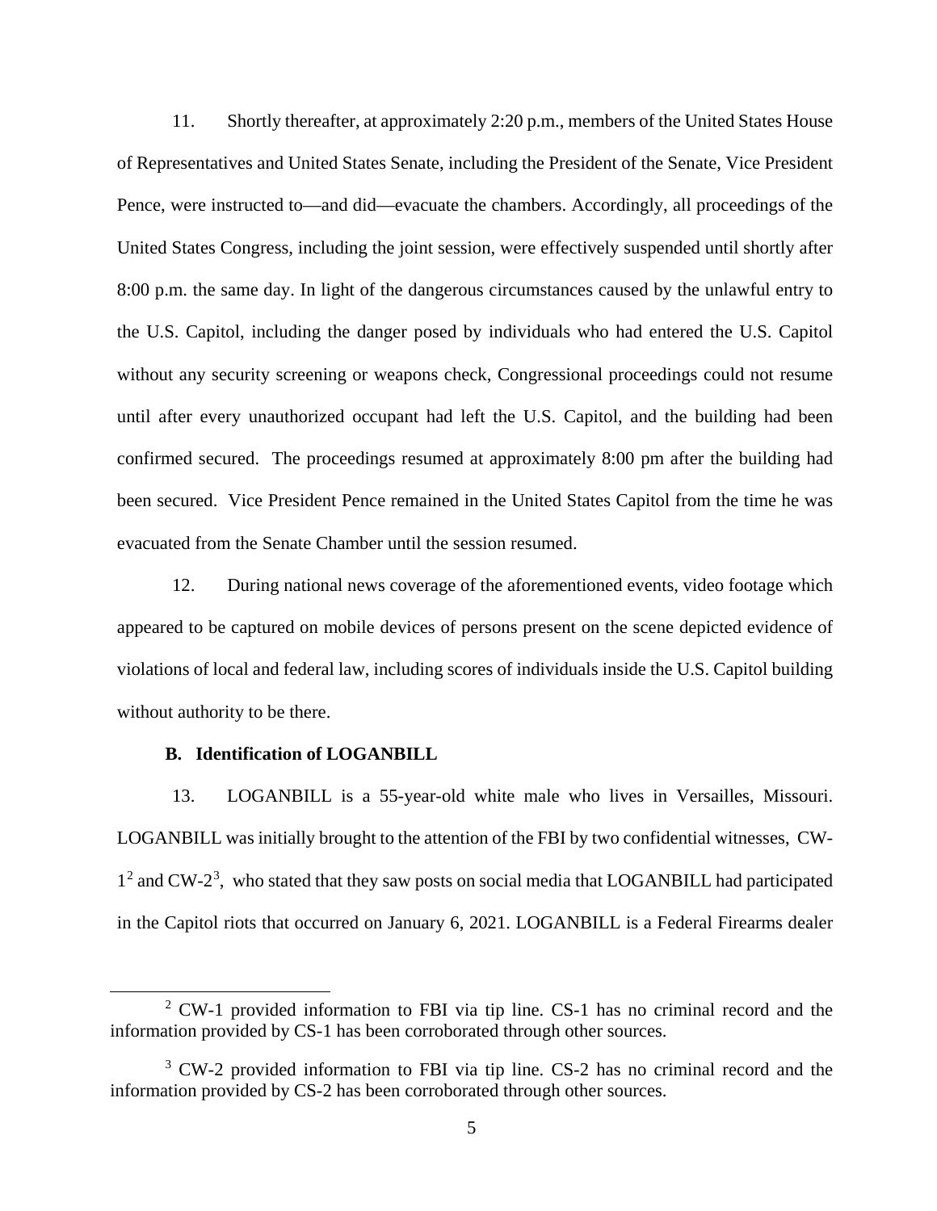11. Shortly thereafter, at approximately 2:20 p.m., members of the United States House of Representatives and United States Senate, including the President of the Senate, Vice President Pence, were instructed to—and did—evacuate the chambers. Accordingly, all proceedings of the United States Congress, including the joint session, were effectively suspended until shortly after 8:00 p.m. the same day. In light of the dangerous circumstances caused by the unlawful entry to the U.S. Capitol, including the danger posed by individuals who had entered the U.S. Capitol without any security screening or weapons check, Congressional proceedings could not resume until after every unauthorized occupant had left the U.S. Capitol, and the building had been confirmed secured. The proceedings resumed at approximately 8:00 pm after the building had been secured. Vice President Pence remained in the United States Capitol from the time he was evacuated from the Senate Chamber until the session resumed.

12. During national news coverage of the aforementioned events, video footage which appeared to be captured on mobile devices of persons present on the scene depicted evidence of violations of local and federal law, including scores of individuals inside the U.S. Capitol building without authority to be there.

**B. Identification of LOGANBILL**

13. LOGANBILL is a 55-year-old white male who lives in Versailles, Missouri. LOGANBILL was initially brought to the attention of the FBI by two confidential witnesses, CW-1[2] and CW-2[3], who stated that they saw posts on social media that LOGANBILL had participated in the Capitol riots that occurred on January 6, 2021. LOGANBILL is a Federal Firearms dealer

[2] CW-1 provided information to FBI via tip line. CS-1 has no criminal record and the information provided by CS-1 has been corroborated through other sources.

[3] CW-2 provided information to FBI via tip line. CS-2 has no criminal record and the information provided by CS-2 has been corroborated through other sources.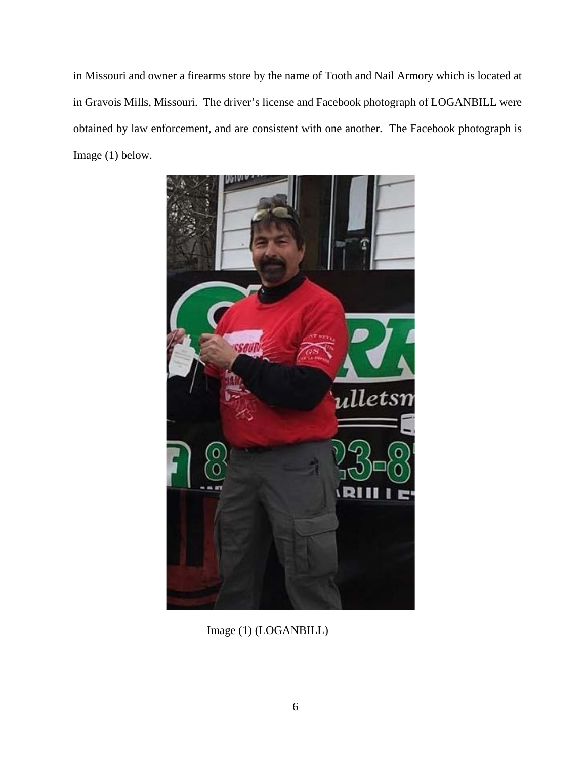in Missouri and owner a firearms store by the name of Tooth and Nail Armory which is located at in Gravois Mills, Missouri. The driver's license and Facebook photograph of LOGANBILL were obtained by law enforcement, and are consistent with one another. The Facebook photograph is Image (1) below.

Image (1) (LOGANBILL)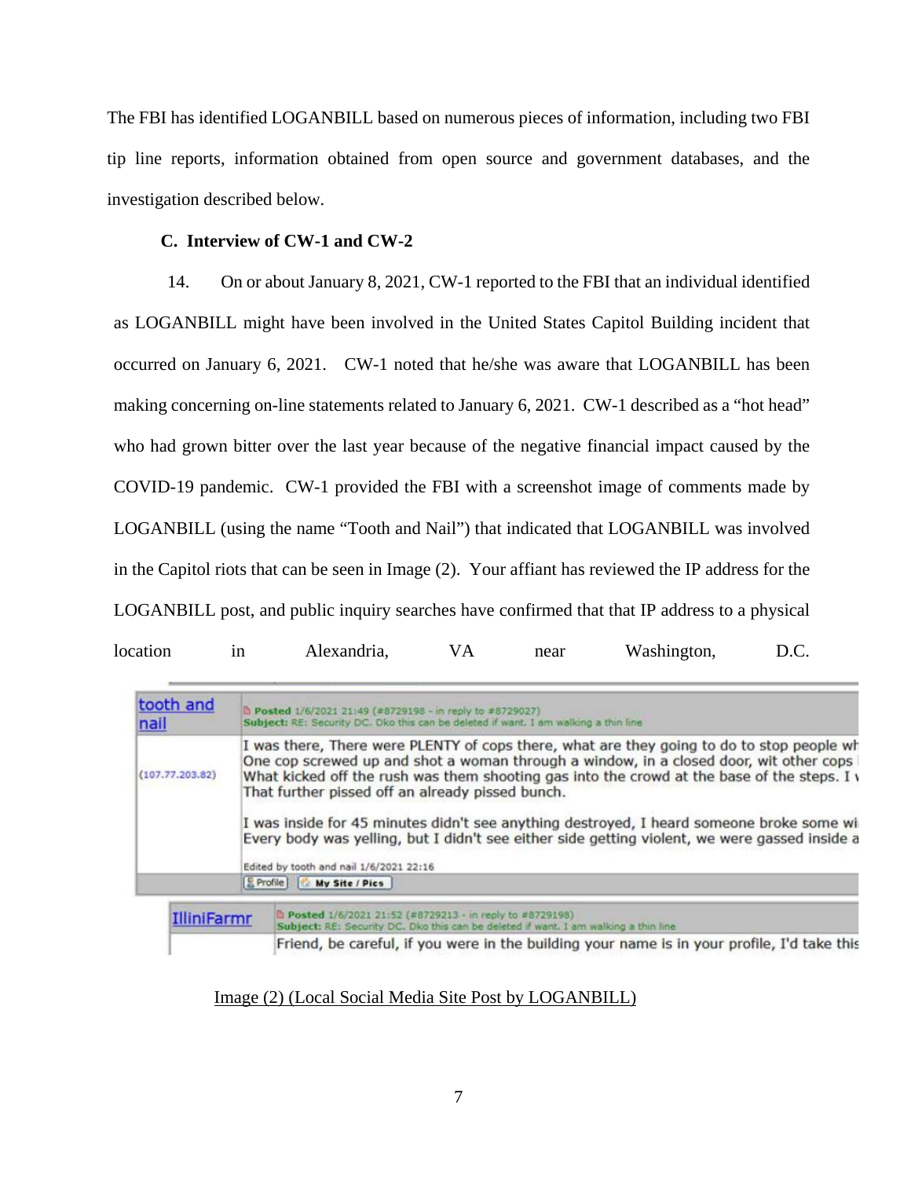The FBI has identified LOGANBILL based on numerous pieces of information, including two FBI tip line reports, information obtained from open source and government databases, and the investigation described below.

### C. Interview of CW-1 and CW-2

14. On or about January 8, 2021, CW-1 reported to the FBI that an individual identified as LOGANBILL might have been involved in the United States Capitol Building incident that occurred on January 6, 2021. CW-1 noted that he/she was aware that LOGANBILL has been making concerning on-line statements related to January 6, 2021. CW-1 described as a "hot head" who had grown bitter over the last year because of the negative financial impact caused by the COVID-19 pandemic. CW-1 provided the FBI with a screenshot image of comments made by LOGANBILL (using the name "Tooth and Nail") that indicated that LOGANBILL was involved in the Capitol riots that can be seen in Image (2). Your affiant has reviewed the IP address for the LOGANBILL post, and public inquiry searches have confirmed that that IP address to a physical location in Alexandria, VA near Washington, D.C.

tooth and nail

(107.77.203.82)

Posted 1/6/2021 21:49 (#8729198 - in reply to #8729027)
Subject: RE: Security DC. Dko this can be deleted if want. I am walking a thin line

I was there, There were PLENTY of cops there, what are they going to do to stop people wh
One cop screwed up and shot a woman through a window, in a closed door, wit other cops
What kicked off the rush was them shooting gas into the crowd at the base of the steps. I w
That further pissed off an already pissed bunch.

I was inside for 45 minutes didn't see anything destroyed, I heard someone broke some wi
Every body was yelling, but I didn't see either side getting violent, we were gassed inside a

Edited by tooth and nail 1/6/2021 22:16

Profile My Site / Pics

IlliniFarmr

Posted 1/6/2021 21:52 (#8729213 - in reply to #8729198)
Subject: RE: Security DC. Dko this can be deleted if want. I am walking a thin line

Friend, be careful, if you were in the building your name is in your profile, I'd take this

Image (2) (Local Social Media Site Post by LOGANBILL)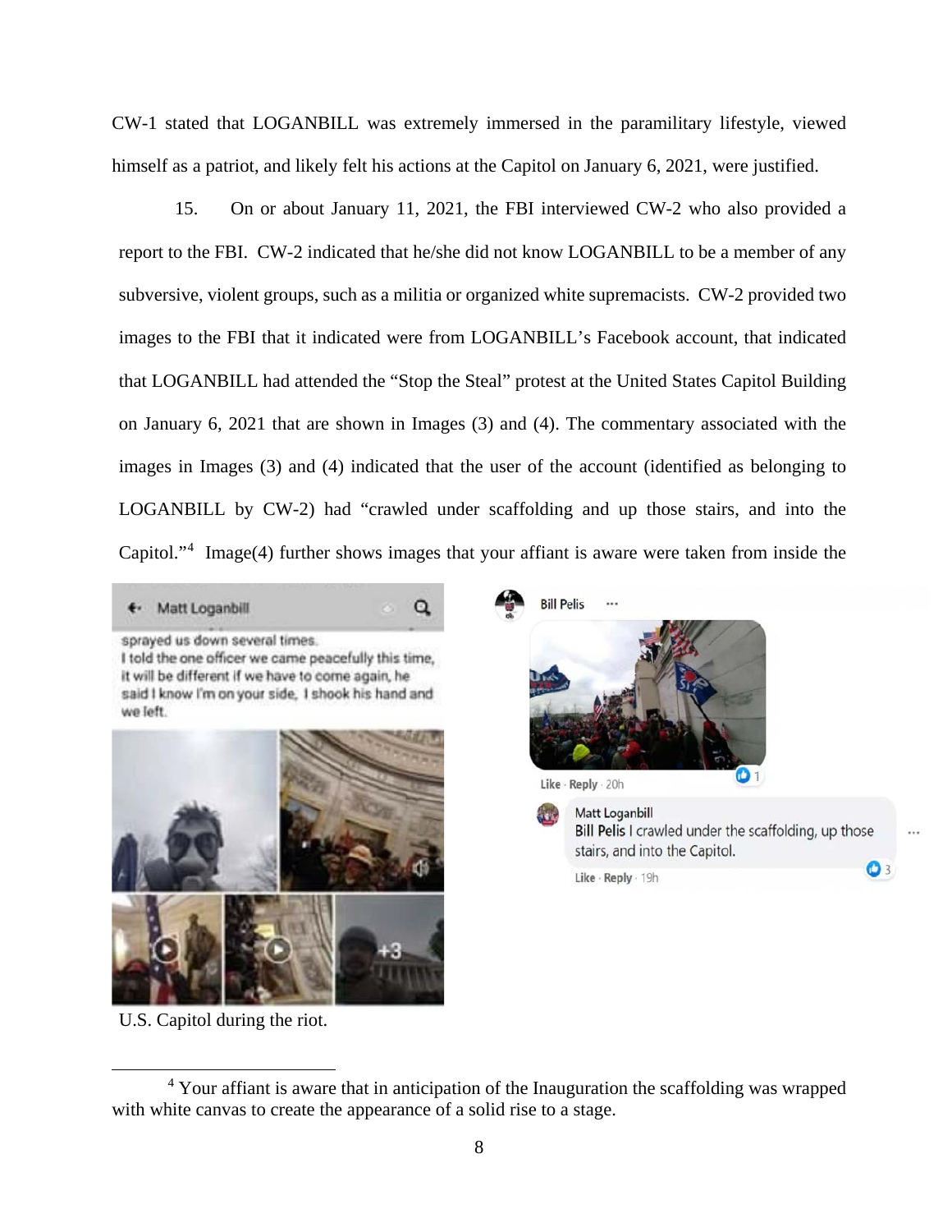CW-1 stated that LOGANBILL was extremely immersed in the paramilitary lifestyle, viewed himself as a patriot, and likely felt his actions at the Capitol on January 6, 2021, were justified.

15. On or about January 11, 2021, the FBI interviewed CW-2 who also provided a report to the FBI. CW-2 indicated that he/she did not know LOGANBILL to be a member of any subversive, violent groups, such as a militia or organized white supremacists. CW-2 provided two images to the FBI that it indicated were from LOGANBILL's Facebook account, that indicated that LOGANBILL had attended the "Stop the Steal" protest at the United States Capitol Building on January 6, 2021 that are shown in Images (3) and (4). The commentary associated with the images in Images (3) and (4) indicated that the user of the account (identified as belonging to LOGANBILL by CW-2) had "crawled under scaffolding and up those stairs, and into the Capitol."[4] Image(4) further shows images that your affiant is aware were taken from inside the U.S. Capitol during the riot.

[4] Your affiant is aware that in anticipation of the Inauguration the scaffolding was wrapped with white canvas to create the appearance of a solid rise to a stage.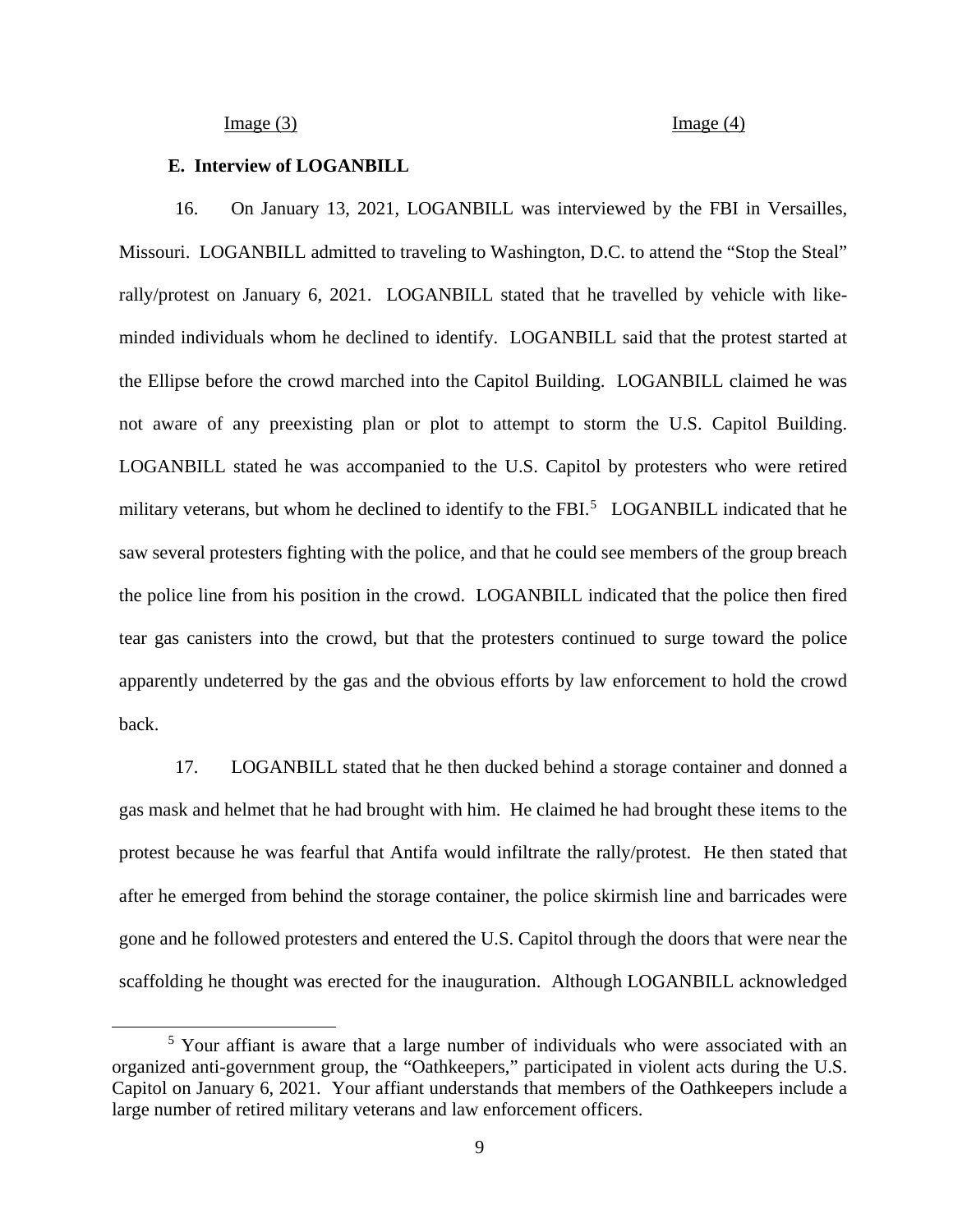Image (3) Image (4)

**E. Interview of LOGANBILL**

16. On January 13, 2021, LOGANBILL was interviewed by the FBI in Versailles, Missouri. LOGANBILL admitted to traveling to Washington, D.C. to attend the "Stop the Steal" rally/protest on January 6, 2021. LOGANBILL stated that he travelled by vehicle with like-minded individuals whom he declined to identify. LOGANBILL said that the protest started at the Ellipse before the crowd marched into the Capitol Building. LOGANBILL claimed he was not aware of any preexisting plan or plot to attempt to storm the U.S. Capitol Building. LOGANBILL stated he was accompanied to the U.S. Capitol by protesters who were retired military veterans, but whom he declined to identify to the FBI.[5] LOGANBILL indicated that he saw several protesters fighting with the police, and that he could see members of the group breach the police line from his position in the crowd. LOGANBILL indicated that the police then fired tear gas canisters into the crowd, but that the protesters continued to surge toward the police apparently undeterred by the gas and the obvious efforts by law enforcement to hold the crowd back.

17. LOGANBILL stated that he then ducked behind a storage container and donned a gas mask and helmet that he had brought with him. He claimed he had brought these items to the protest because he was fearful that Antifa would infiltrate the rally/protest. He then stated that after he emerged from behind the storage container, the police skirmish line and barricades were gone and he followed protesters and entered the U.S. Capitol through the doors that were near the scaffolding he thought was erected for the inauguration. Although LOGANBILL acknowledged

[5] Your affiant is aware that a large number of individuals who were associated with an organized anti-government group, the "Oathkeepers," participated in violent acts during the U.S. Capitol on January 6, 2021. Your affiant understands that members of the Oathkeepers include a large number of retired military veterans and law enforcement officers.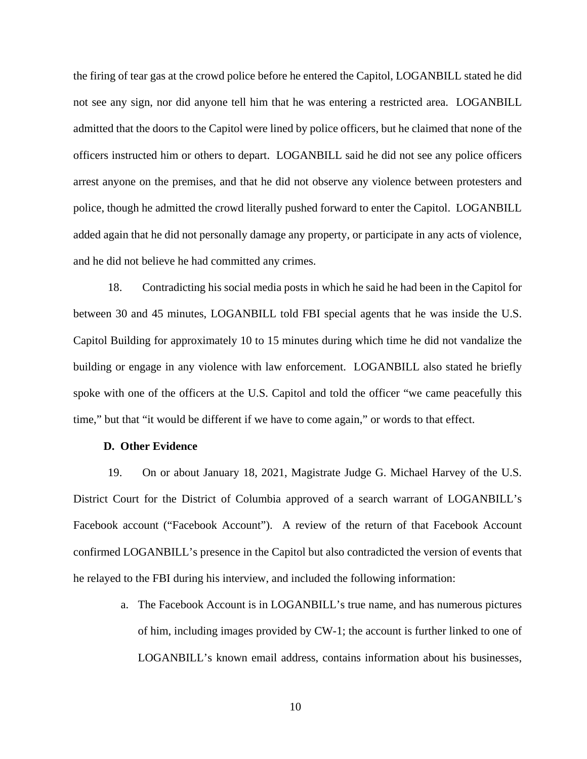the firing of tear gas at the crowd police before he entered the Capitol, LOGANBILL stated he did not see any sign, nor did anyone tell him that he was entering a restricted area. LOGANBILL admitted that the doors to the Capitol were lined by police officers, but he claimed that none of the officers instructed him or others to depart. LOGANBILL said he did not see any police officers arrest anyone on the premises, and that he did not observe any violence between protesters and police, though he admitted the crowd literally pushed forward to enter the Capitol. LOGANBILL added again that he did not personally damage any property, or participate in any acts of violence, and he did not believe he had committed any crimes.

18. Contradicting his social media posts in which he said he had been in the Capitol for between 30 and 45 minutes, LOGANBILL told FBI special agents that he was inside the U.S. Capitol Building for approximately 10 to 15 minutes during which time he did not vandalize the building or engage in any violence with law enforcement. LOGANBILL also stated he briefly spoke with one of the officers at the U.S. Capitol and told the officer "we came peacefully this time," but that "it would be different if we have to come again," or words to that effect.

**D. Other Evidence**

19. On or about January 18, 2021, Magistrate Judge G. Michael Harvey of the U.S. District Court for the District of Columbia approved of a search warrant of LOGANBILL's Facebook account ("Facebook Account"). A review of the return of that Facebook Account confirmed LOGANBILL's presence in the Capitol but also contradicted the version of events that he relayed to the FBI during his interview, and included the following information:

a. The Facebook Account is in LOGANBILL's true name, and has numerous pictures of him, including images provided by CW-1; the account is further linked to one of LOGANBILL's known email address, contains information about his businesses,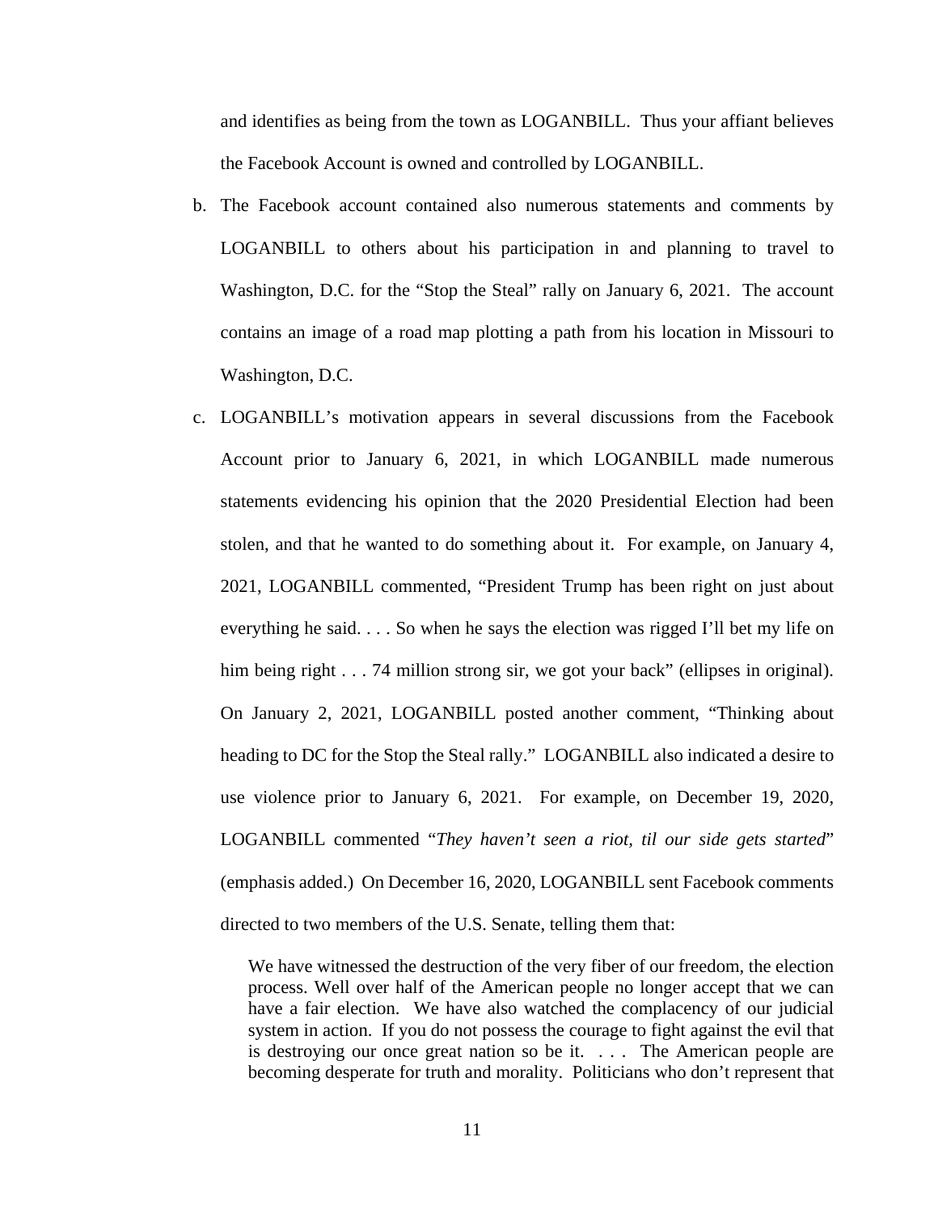and identifies as being from the town as LOGANBILL. Thus your affiant believes the Facebook Account is owned and controlled by LOGANBILL.

b. The Facebook account contained also numerous statements and comments by LOGANBILL to others about his participation in and planning to travel to Washington, D.C. for the "Stop the Steal" rally on January 6, 2021. The account contains an image of a road map plotting a path from his location in Missouri to Washington, D.C.

c. LOGANBILL's motivation appears in several discussions from the Facebook Account prior to January 6, 2021, in which LOGANBILL made numerous statements evidencing his opinion that the 2020 Presidential Election had been stolen, and that he wanted to do something about it. For example, on January 4, 2021, LOGANBILL commented, "President Trump has been right on just about everything he said. . . . So when he says the election was rigged I'll bet my life on him being right . . . 74 million strong sir, we got your back" (ellipses in original). On January 2, 2021, LOGANBILL posted another comment, "Thinking about heading to DC for the Stop the Steal rally." LOGANBILL also indicated a desire to use violence prior to January 6, 2021. For example, on December 19, 2020, LOGANBILL commented "*They haven't seen a riot, til our side gets started*" (emphasis added.) On December 16, 2020, LOGANBILL sent Facebook comments directed to two members of the U.S. Senate, telling them that:

> We have witnessed the destruction of the very fiber of our freedom, the election process. Well over half of the American people no longer accept that we can have a fair election. We have also watched the complacency of our judicial system in action. If you do not possess the courage to fight against the evil that is destroying our once great nation so be it. . . . The American people are becoming desperate for truth and morality. Politicians who don't represent that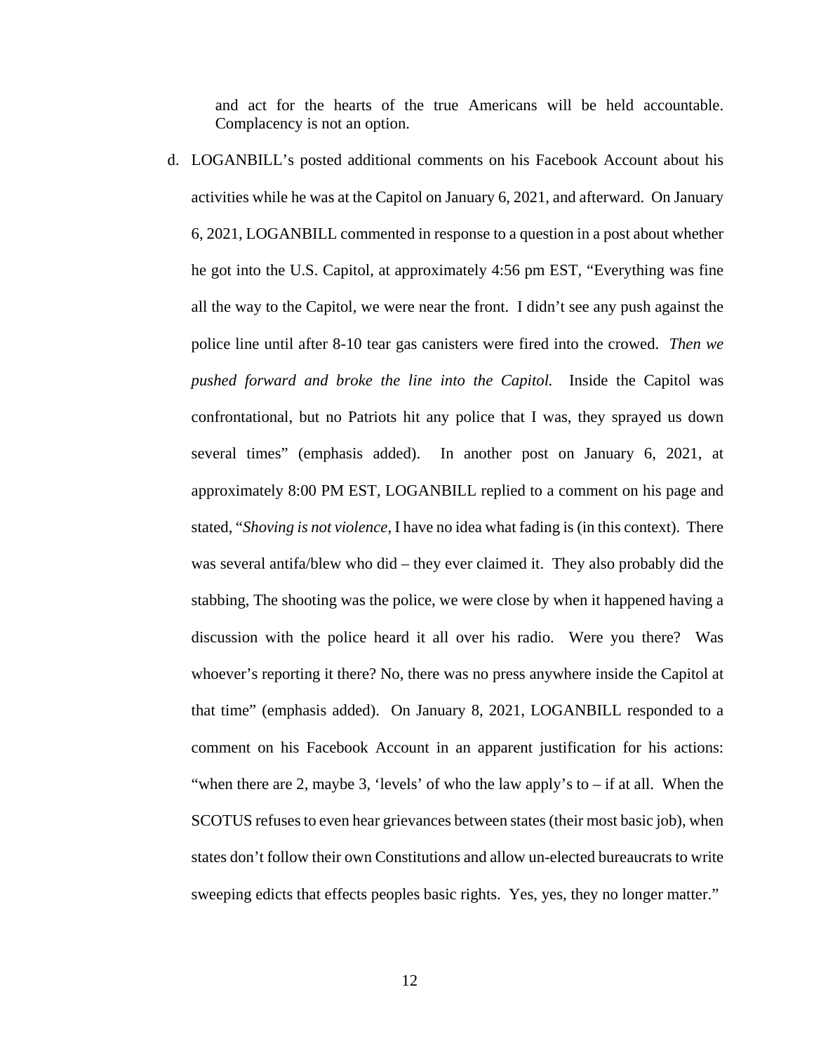and act for the hearts of the true Americans will be held accountable. Complacency is not an option.

d. LOGANBILL's posted additional comments on his Facebook Account about his activities while he was at the Capitol on January 6, 2021, and afterward. On January 6, 2021, LOGANBILL commented in response to a question in a post about whether he got into the U.S. Capitol, at approximately 4:56 pm EST, "Everything was fine all the way to the Capitol, we were near the front. I didn't see any push against the police line until after 8-10 tear gas canisters were fired into the crowed. *Then we pushed forward and broke the line into the Capitol.* Inside the Capitol was confrontational, but no Patriots hit any police that I was, they sprayed us down several times" (emphasis added). In another post on January 6, 2021, at approximately 8:00 PM EST, LOGANBILL replied to a comment on his page and stated, "*Shoving is not violence*, I have no idea what fading is (in this context). There was several antifa/blew who did – they ever claimed it. They also probably did the stabbing, The shooting was the police, we were close by when it happened having a discussion with the police heard it all over his radio. Were you there? Was whoever's reporting it there? No, there was no press anywhere inside the Capitol at that time" (emphasis added). On January 8, 2021, LOGANBILL responded to a comment on his Facebook Account in an apparent justification for his actions: "when there are 2, maybe 3, 'levels' of who the law apply's to – if at all. When the SCOTUS refuses to even hear grievances between states (their most basic job), when states don't follow their own Constitutions and allow un-elected bureaucrats to write sweeping edicts that effects peoples basic rights. Yes, yes, they no longer matter."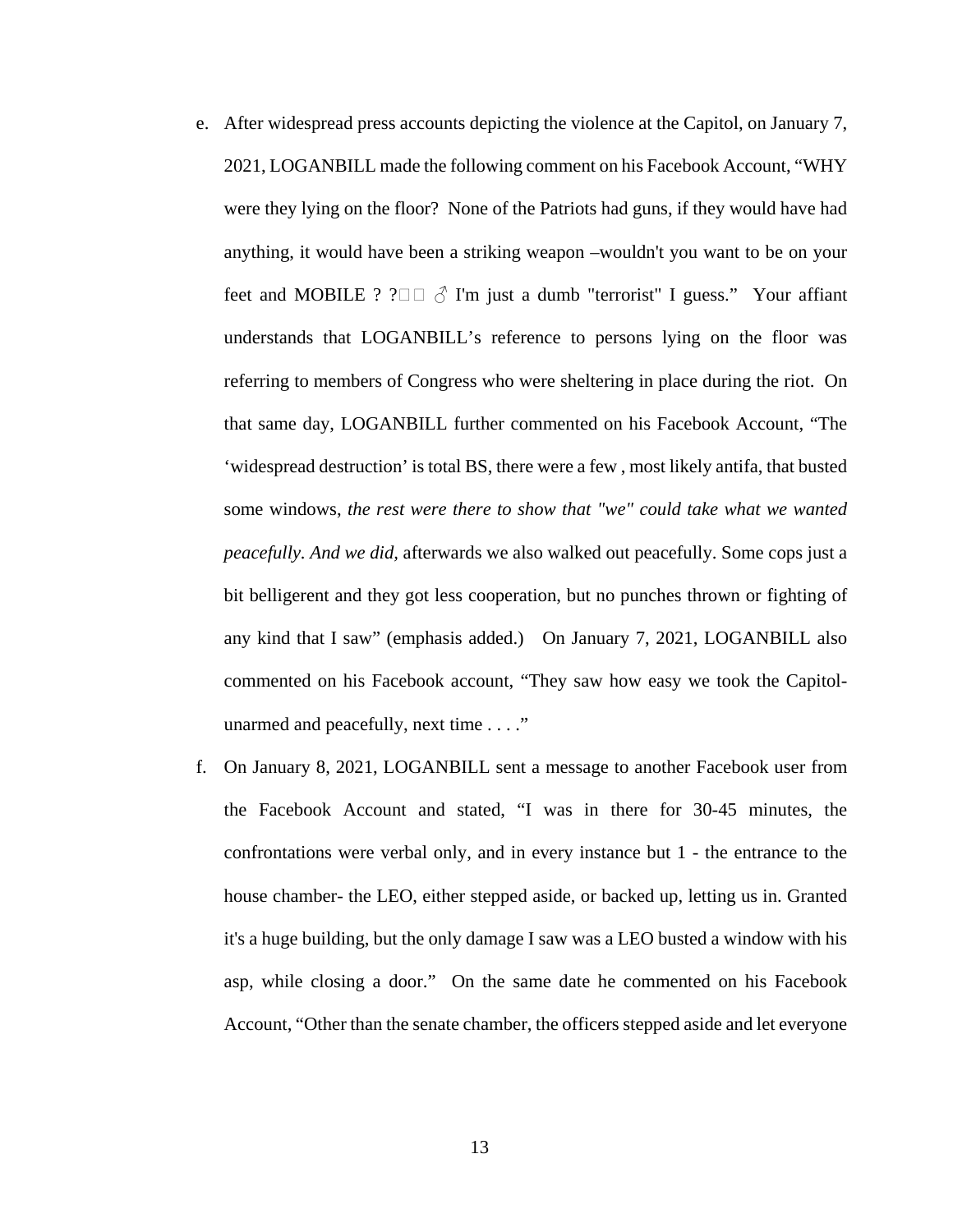e. After widespread press accounts depicting the violence at the Capitol, on January 7, 2021, LOGANBILL made the following comment on his Facebook Account, "WHY were they lying on the floor? None of the Patriots had guns, if they would have had anything, it would have been a striking weapon –wouldn't you want to be on your feet and MOBILE ? ?□□ ♂ I'm just a dumb "terrorist" I guess." Your affiant understands that LOGANBILL's reference to persons lying on the floor was referring to members of Congress who were sheltering in place during the riot. On that same day, LOGANBILL further commented on his Facebook Account, "The 'widespread destruction' is total BS, there were a few , most likely antifa, that busted some windows, *the rest were there to show that "we" could take what we wanted peacefully. And we did,* afterwards we also walked out peacefully. Some cops just a bit belligerent and they got less cooperation, but no punches thrown or fighting of any kind that I saw" (emphasis added.) On January 7, 2021, LOGANBILL also commented on his Facebook account, "They saw how easy we took the Capitol- unarmed and peacefully, next time . . . ."

f. On January 8, 2021, LOGANBILL sent a message to another Facebook user from the Facebook Account and stated, "I was in there for 30-45 minutes, the confrontations were verbal only, and in every instance but 1 - the entrance to the house chamber- the LEO, either stepped aside, or backed up, letting us in. Granted it's a huge building, but the only damage I saw was a LEO busted a window with his asp, while closing a door." On the same date he commented on his Facebook Account, "Other than the senate chamber, the officers stepped aside and let everyone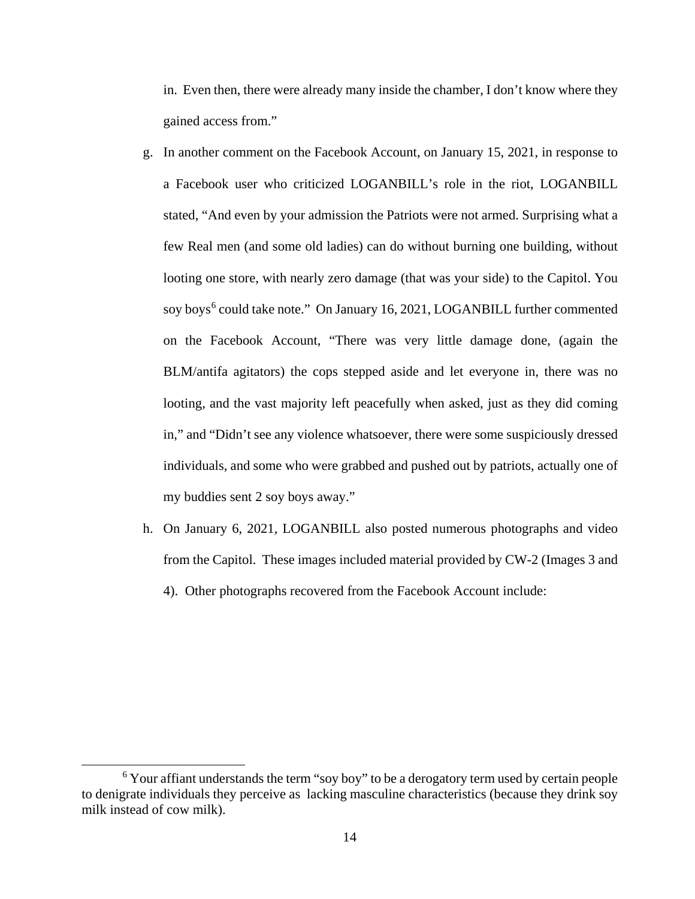in. Even then, there were already many inside the chamber, I don't know where they gained access from."

g. In another comment on the Facebook Account, on January 15, 2021, in response to a Facebook user who criticized LOGANBILL's role in the riot, LOGANBILL stated, "And even by your admission the Patriots were not armed. Surprising what a few Real men (and some old ladies) can do without burning one building, without looting one store, with nearly zero damage (that was your side) to the Capitol. You soy boys[6] could take note." On January 16, 2021, LOGANBILL further commented on the Facebook Account, "There was very little damage done, (again the BLM/antifa agitators) the cops stepped aside and let everyone in, there was no looting, and the vast majority left peacefully when asked, just as they did coming in," and "Didn't see any violence whatsoever, there were some suspiciously dressed individuals, and some who were grabbed and pushed out by patriots, actually one of my buddies sent 2 soy boys away."

h. On January 6, 2021, LOGANBILL also posted numerous photographs and video from the Capitol. These images included material provided by CW-2 (Images 3 and 4). Other photographs recovered from the Facebook Account include:

[6] Your affiant understands the term "soy boy" to be a derogatory term used by certain people to denigrate individuals they perceive as lacking masculine characteristics (because they drink soy milk instead of cow milk).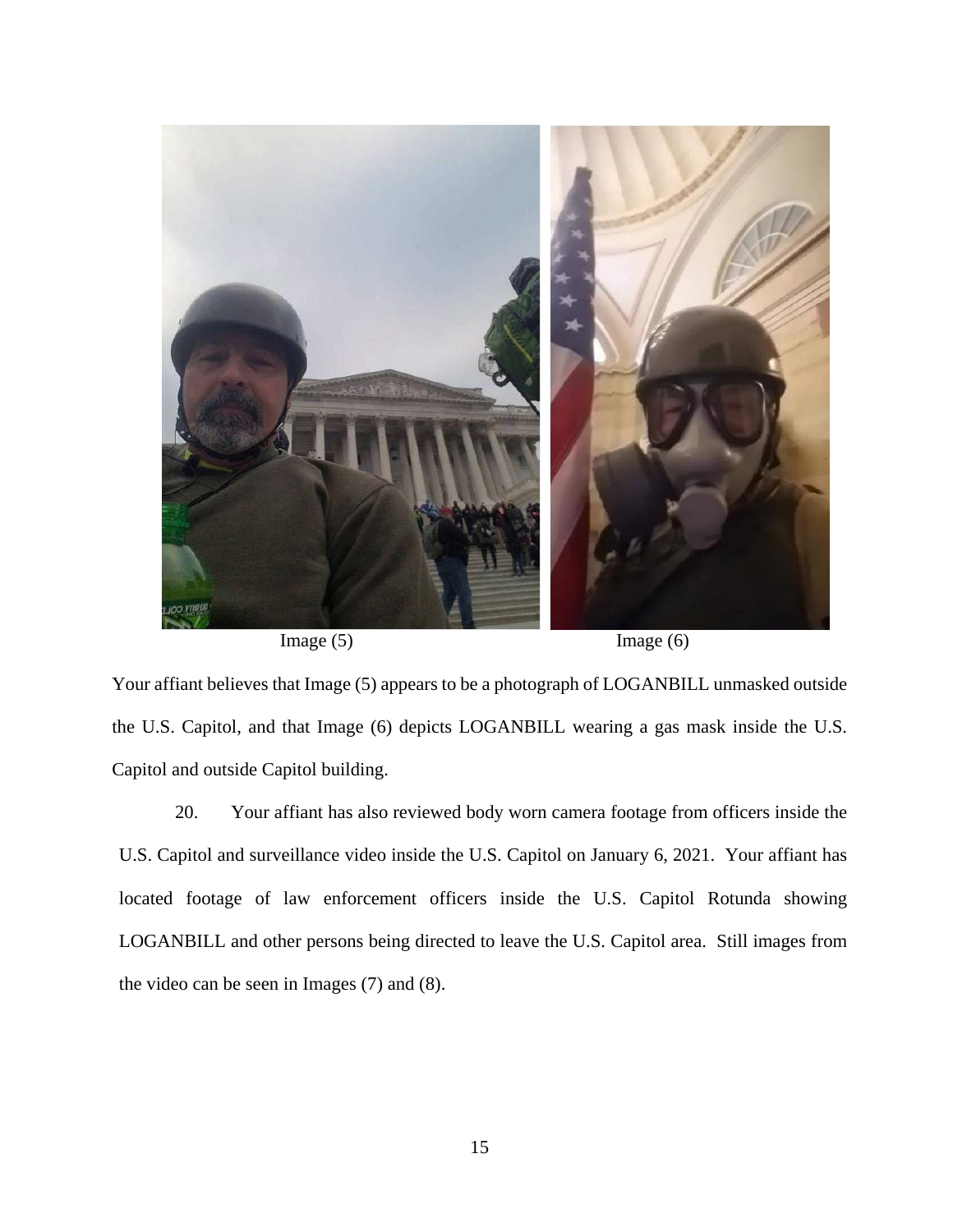Image (5) Image (6)

Your affiant believes that Image (5) appears to be a photograph of LOGANBILL unmasked outside the U.S. Capitol, and that Image (6) depicts LOGANBILL wearing a gas mask inside the U.S. Capitol and outside Capitol building.

20. Your affiant has also reviewed body worn camera footage from officers inside the U.S. Capitol and surveillance video inside the U.S. Capitol on January 6, 2021. Your affiant has located footage of law enforcement officers inside the U.S. Capitol Rotunda showing LOGANBILL and other persons being directed to leave the U.S. Capitol area. Still images from the video can be seen in Images (7) and (8).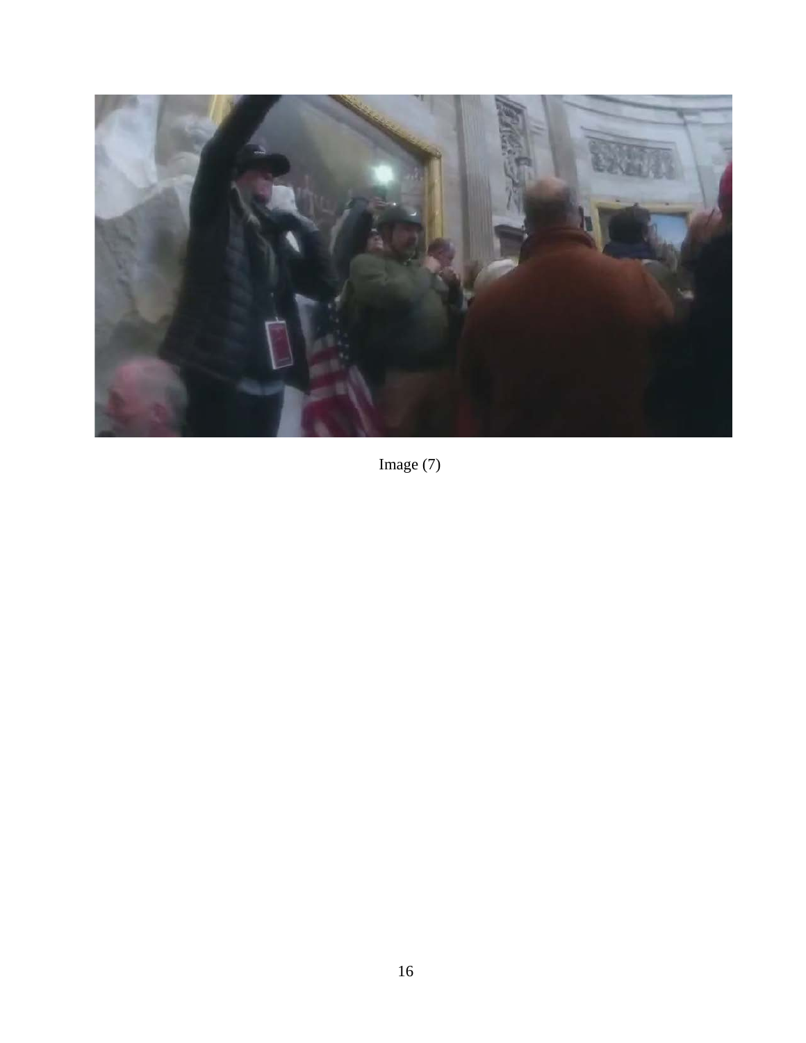Image (7)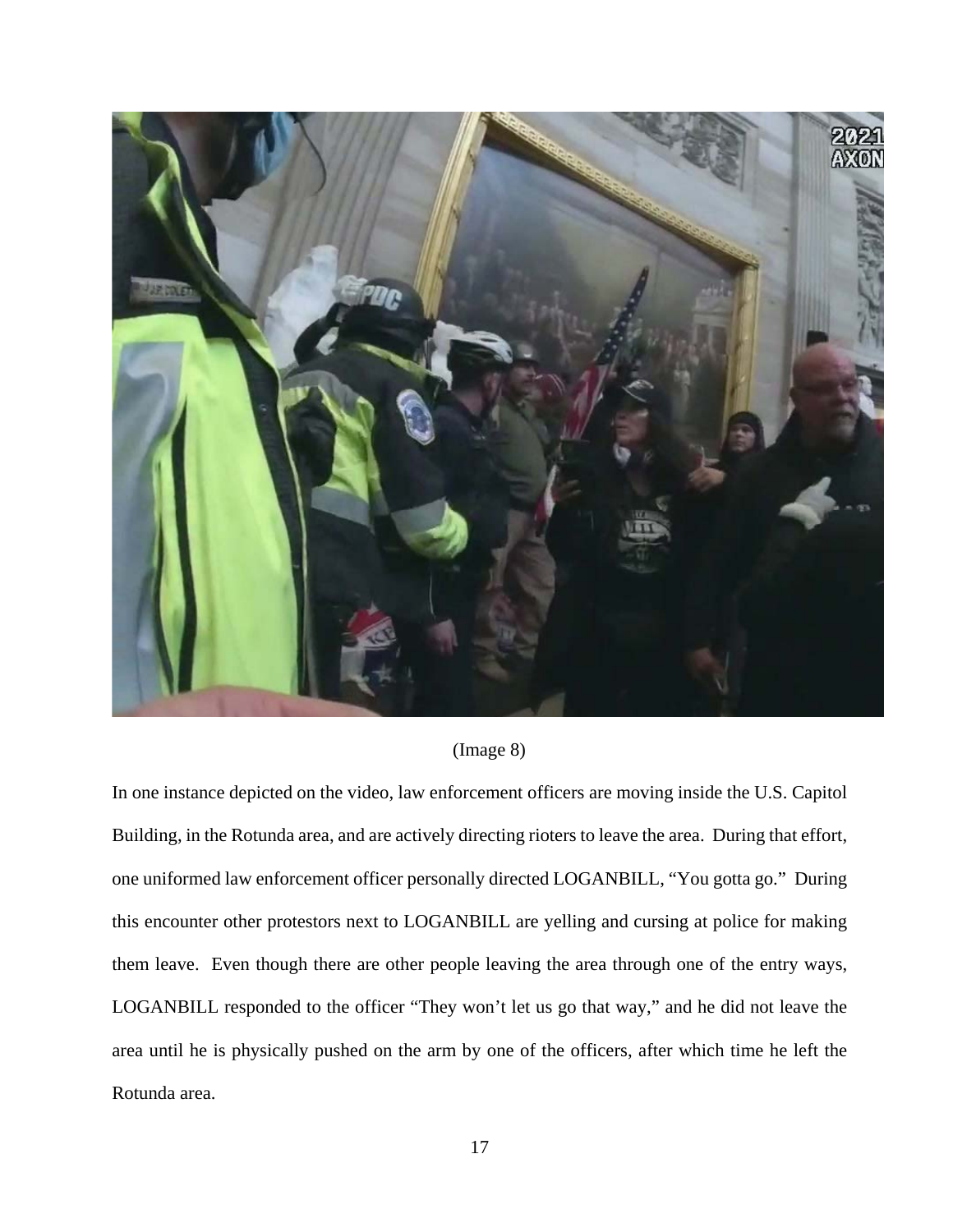(Image 8)

In one instance depicted on the video, law enforcement officers are moving inside the U.S. Capitol Building, in the Rotunda area, and are actively directing rioters to leave the area. During that effort, one uniformed law enforcement officer personally directed LOGANBILL, "You gotta go." During this encounter other protestors next to LOGANBILL are yelling and cursing at police for making them leave. Even though there are other people leaving the area through one of the entry ways, LOGANBILL responded to the officer "They won't let us go that way," and he did not leave the area until he is physically pushed on the arm by one of the officers, after which time he left the Rotunda area.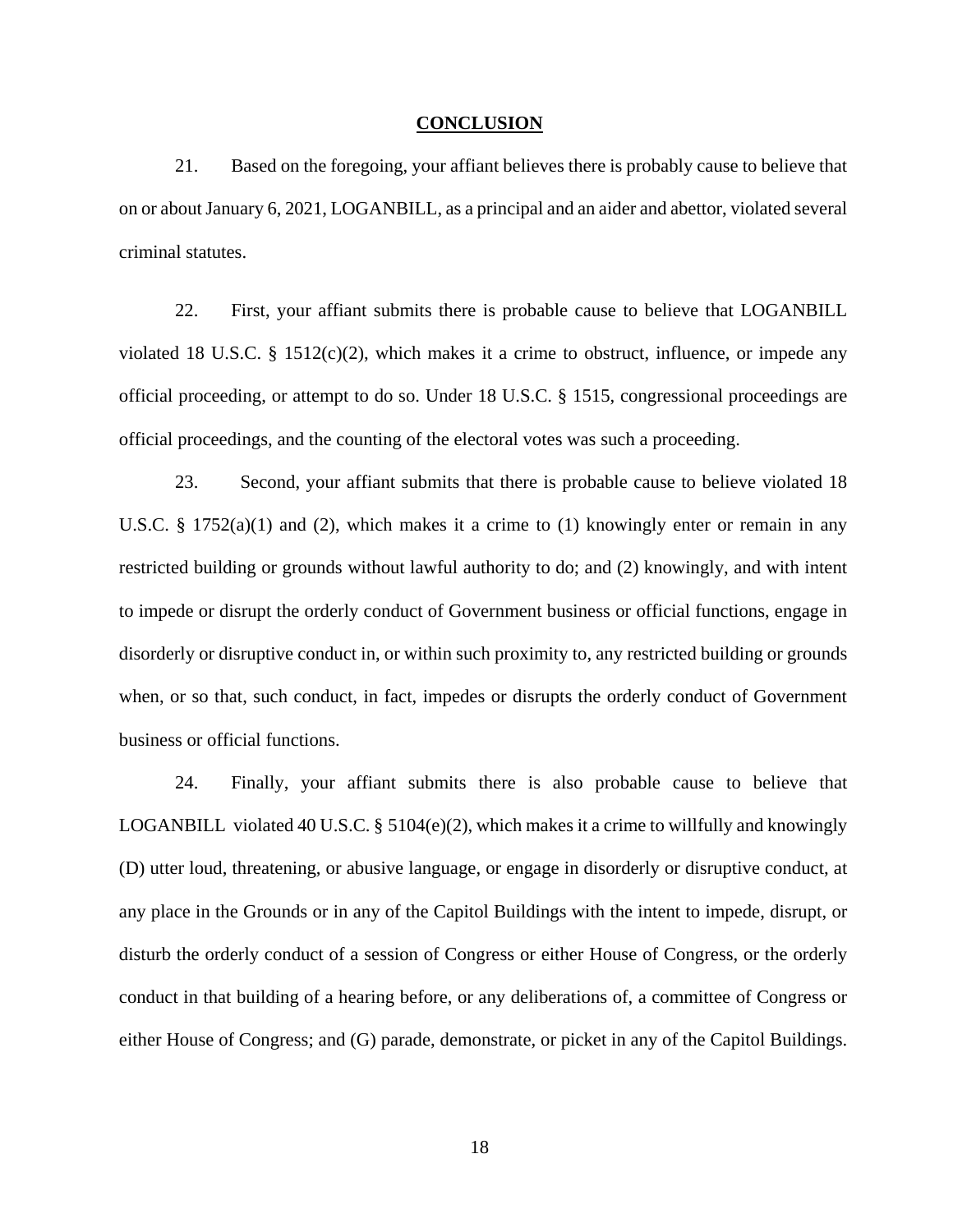**CONCLUSION**

21. Based on the foregoing, your affiant believes there is probably cause to believe that on or about January 6, 2021, LOGANBILL, as a principal and an aider and abettor, violated several criminal statutes.

22. First, your affiant submits there is probable cause to believe that LOGANBILL violated 18 U.S.C. § 1512(c)(2), which makes it a crime to obstruct, influence, or impede any official proceeding, or attempt to do so. Under 18 U.S.C. § 1515, congressional proceedings are official proceedings, and the counting of the electoral votes was such a proceeding.

23. Second, your affiant submits that there is probable cause to believe violated 18 U.S.C. § 1752(a)(1) and (2), which makes it a crime to (1) knowingly enter or remain in any restricted building or grounds without lawful authority to do; and (2) knowingly, and with intent to impede or disrupt the orderly conduct of Government business or official functions, engage in disorderly or disruptive conduct in, or within such proximity to, any restricted building or grounds when, or so that, such conduct, in fact, impedes or disrupts the orderly conduct of Government business or official functions.

24. Finally, your affiant submits there is also probable cause to believe that LOGANBILL violated 40 U.S.C. § 5104(e)(2), which makes it a crime to willfully and knowingly (D) utter loud, threatening, or abusive language, or engage in disorderly or disruptive conduct, at any place in the Grounds or in any of the Capitol Buildings with the intent to impede, disrupt, or disturb the orderly conduct of a session of Congress or either House of Congress, or the orderly conduct in that building of a hearing before, or any deliberations of, a committee of Congress or either House of Congress; and (G) parade, demonstrate, or picket in any of the Capitol Buildings.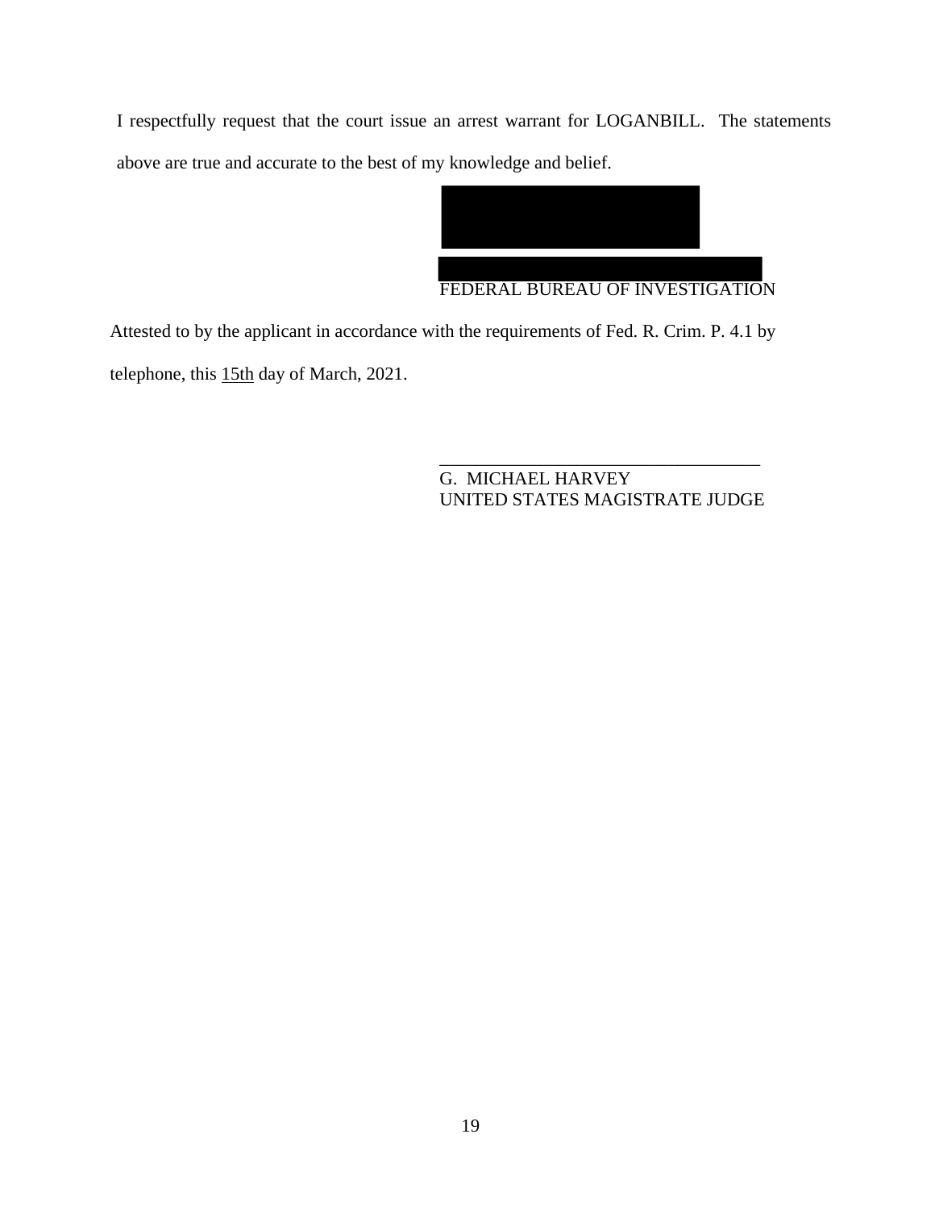I respectfully request that the court issue an arrest warrant for LOGANBILL. The statements above are true and accurate to the best of my knowledge and belief.

FEDERAL BUREAU OF INVESTIGATION

Attested to by the applicant in accordance with the requirements of Fed. R. Crim. P. 4.1 by telephone, this 15th day of March, 2021.

\_\_\_\_\_\_\_\_\_\_\_\_\_\_\_\_\_\_\_\_\_\_\_\_\_\_\_\_\_\_\_\_\_\_\_\_

G. MICHAEL HARVEY
UNITED STATES MAGISTRATE JUDGE